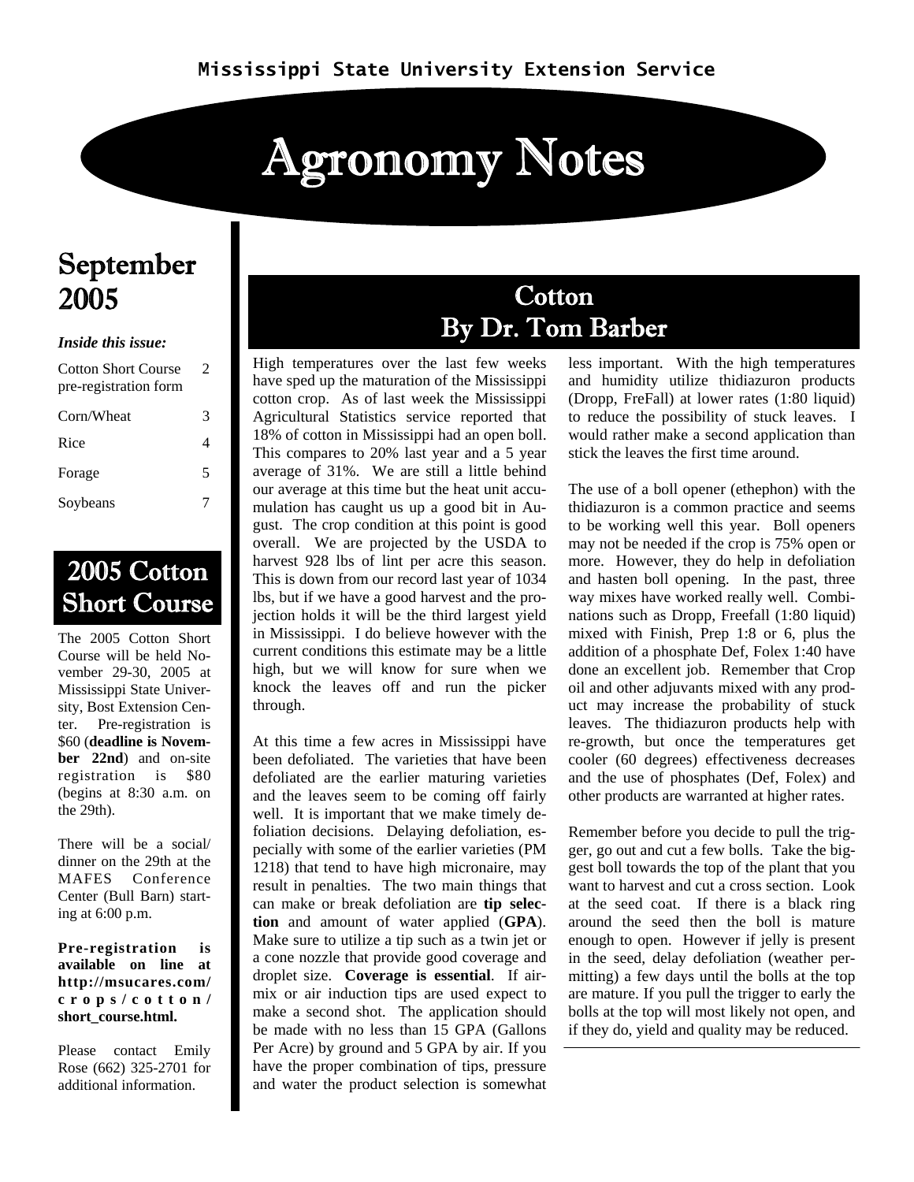Mississippi State University Extension Service

# Agronomy Notes

## September 2005

***Inside this issue:***

| | |
|---|---|
| Cotton Short Course pre-registration form | 2 |
| Corn/Wheat | 3 |
| Rice | 4 |
| Forage | 5 |
| Soybeans | 7 |

## 2005 Cotton Short Course

The 2005 Cotton Short Course will be held November 29-30, 2005 at Mississippi State University, Bost Extension Center. Pre-registration is $60 (**deadline is November 22nd**) and on-site registration is $80 (begins at 8:30 a.m. on the 29th).

There will be a social/ dinner on the 29th at the MAFES Conference Center (Bull Barn) starting at 6:00 p.m.

**Pre-registration is available on line at http://msucares.com/crops/cotton/short_course.html.**

Please contact Emily Rose (662) 325-2701 for additional information.

## Cotton
## By Dr. Tom Barber

High temperatures over the last few weeks have sped up the maturation of the Mississippi cotton crop. As of last week the Mississippi Agricultural Statistics service reported that 18% of cotton in Mississippi had an open boll. This compares to 20% last year and a 5 year average of 31%. We are still a little behind our average at this time but the heat unit accumulation has caught us up a good bit in August. The crop condition at this point is good overall. We are projected by the USDA to harvest 928 lbs of lint per acre this season. This is down from our record last year of 1034 lbs, but if we have a good harvest and the projection holds it will be the third largest yield in Mississippi. I do believe however with the current conditions this estimate may be a little high, but we will know for sure when we knock the leaves off and run the picker through.

At this time a few acres in Mississippi have been defoliated. The varieties that have been defoliated are the earlier maturing varieties and the leaves seem to be coming off fairly well. It is important that we make timely defoliation decisions. Delaying defoliation, especially with some of the earlier varieties (PM 1218) that tend to have high micronaire, may result in penalties. The two main things that can make or break defoliation are **tip selection** and amount of water applied (**GPA**). Make sure to utilize a tip such as a twin jet or a cone nozzle that provide good coverage and droplet size. **Coverage is essential**. If airmix or air induction tips are used expect to make a second shot. The application should be made with no less than 15 GPA (Gallons Per Acre) by ground and 5 GPA by air. If you have the proper combination of tips, pressure and water the product selection is somewhat less important. With the high temperatures and humidity utilize thidiazuron products (Dropp, FreFall) at lower rates (1:80 liquid) to reduce the possibility of stuck leaves. I would rather make a second application than stick the leaves the first time around.

The use of a boll opener (ethephon) with the thidiazuron is a common practice and seems to be working well this year. Boll openers may not be needed if the crop is 75% open or more. However, they do help in defoliation and hasten boll opening. In the past, three way mixes have worked really well. Combinations such as Dropp, Freefall (1:80 liquid) mixed with Finish, Prep 1:8 or 6, plus the addition of a phosphate Def, Folex 1:40 have done an excellent job. Remember that Crop oil and other adjuvants mixed with any product may increase the probability of stuck leaves. The thidiazuron products help with re-growth, but once the temperatures get cooler (60 degrees) effectiveness decreases and the use of phosphates (Def, Folex) and other products are warranted at higher rates.

Remember before you decide to pull the trigger, go out and cut a few bolls. Take the biggest boll towards the top of the plant that you want to harvest and cut a cross section. Look at the seed coat. If there is a black ring around the seed then the boll is mature enough to open. However if jelly is present in the seed, delay defoliation (weather permitting) a few days until the bolls at the top are mature. If you pull the trigger to early the bolls at the top will most likely not open, and if they do, yield and quality may be reduced.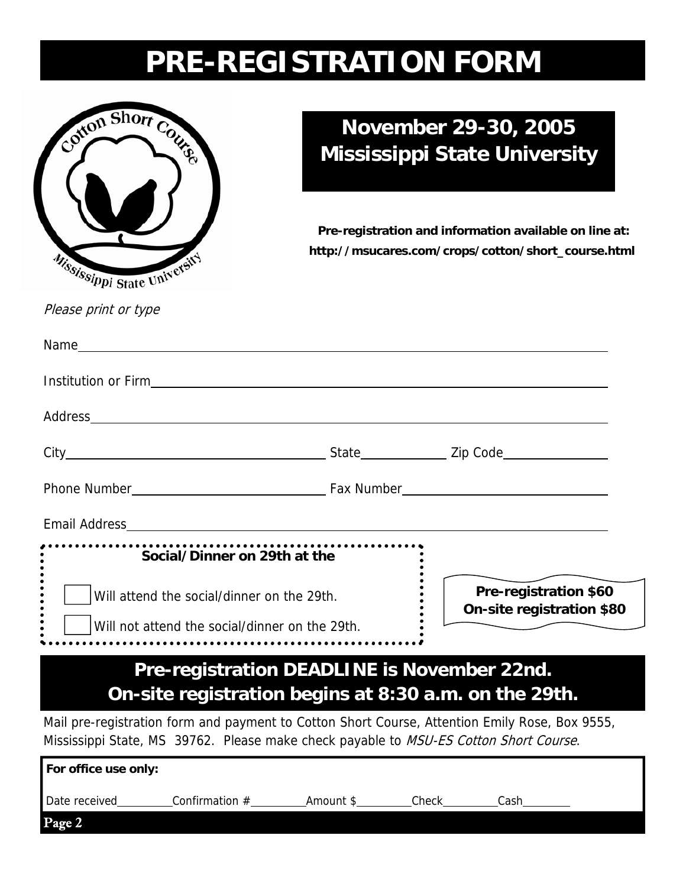# PRE-REGISTRATION FORM

## November 29-30, 2005
## Mississippi State University

**Pre-registration and information available on line at:**
**http://msucares.com/crops/cotton/short_course.html**

*Please print or type*

Name ____________________________________________

Institution or Firm ____________________________________________

Address ____________________________________________

City ______________________ State __________ Zip Code __________

Phone Number ____________________ Fax Number ____________________

Email Address ____________________________________________

**Social/Dinner on 29th at the**

☐ Will attend the social/dinner on the 29th.

☐ Will not attend the social/dinner on the 29th.

**Pre-registration $60**
**On-site registration $80**

## Pre-registration DEADLINE is November 22nd.
## On-site registration begins at 8:30 a.m. on the 29th.

Mail pre-registration form and payment to Cotton Short Course, Attention Emily Rose, Box 9555, Mississippi State, MS 39762. Please make check payable to *MSU-ES Cotton Short Course*.

**For office use only:**

Date received ________ Confirmation # ________ Amount $ ________ Check ________ Cash ________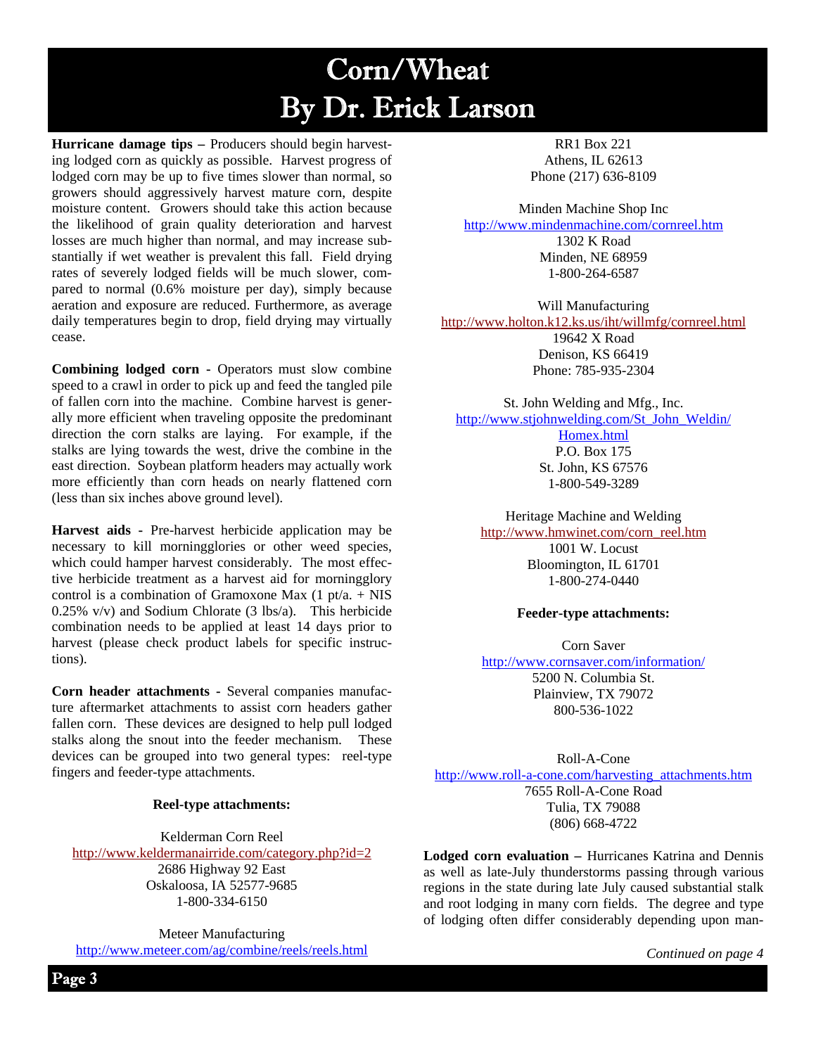# Corn/Wheat
# By Dr. Erick Larson

**Hurricane damage tips –** Producers should begin harvesting lodged corn as quickly as possible. Harvest progress of lodged corn may be up to five times slower than normal, so growers should aggressively harvest mature corn, despite moisture content. Growers should take this action because the likelihood of grain quality deterioration and harvest losses are much higher than normal, and may increase substantially if wet weather is prevalent this fall. Field drying rates of severely lodged fields will be much slower, compared to normal (0.6% moisture per day), simply because aeration and exposure are reduced. Furthermore, as average daily temperatures begin to drop, field drying may virtually cease.

**Combining lodged corn -** Operators must slow combine speed to a crawl in order to pick up and feed the tangled pile of fallen corn into the machine. Combine harvest is generally more efficient when traveling opposite the predominant direction the corn stalks are laying. For example, if the stalks are lying towards the west, drive the combine in the east direction. Soybean platform headers may actually work more efficiently than corn heads on nearly flattened corn (less than six inches above ground level).

**Harvest aids -** Pre-harvest herbicide application may be necessary to kill morningglories or other weed species, which could hamper harvest considerably. The most effective herbicide treatment as a harvest aid for morningglory control is a combination of Gramoxone Max (1 pt/a. + NIS 0.25% v/v) and Sodium Chlorate (3 lbs/a). This herbicide combination needs to be applied at least 14 days prior to harvest (please check product labels for specific instructions).

**Corn header attachments -** Several companies manufacture aftermarket attachments to assist corn headers gather fallen corn. These devices are designed to help pull lodged stalks along the snout into the feeder mechanism. These devices can be grouped into two general types: reel-type fingers and feeder-type attachments.

**Reel-type attachments:**

Kelderman Corn Reel
http://www.keldermanairride.com/category.php?id=2
2686 Highway 92 East
Oskaloosa, IA 52577-9685
1-800-334-6150

Meteer Manufacturing
http://www.meteer.com/ag/combine/reels/reels.html
RR1 Box 221
Athens, IL 62613
Phone (217) 636-8109

Minden Machine Shop Inc
http://www.mindenmachine.com/cornreel.htm
1302 K Road
Minden, NE 68959
1-800-264-6587

Will Manufacturing
http://www.holton.k12.ks.us/iht/willmfg/cornreel.html
19642 X Road
Denison, KS 66419
Phone: 785-935-2304

St. John Welding and Mfg., Inc.
http://www.stjohnwelding.com/St_John_Weldin/Homex.html
P.O. Box 175
St. John, KS 67576
1-800-549-3289

Heritage Machine and Welding
http://www.hmwinet.com/corn_reel.htm
1001 W. Locust
Bloomington, IL 61701
1-800-274-0440

**Feeder-type attachments:**

Corn Saver
http://www.cornsaver.com/information/
5200 N. Columbia St.
Plainview, TX 79072
800-536-1022

Roll-A-Cone
http://www.roll-a-cone.com/harvesting_attachments.htm
7655 Roll-A-Cone Road
Tulia, TX 79088
(806) 668-4722

**Lodged corn evaluation –** Hurricanes Katrina and Dennis as well as late-July thunderstorms passing through various regions in the state during late July caused substantial stalk and root lodging in many corn fields. The degree and type of lodging often differ considerably depending upon man-

*Continued on page 4*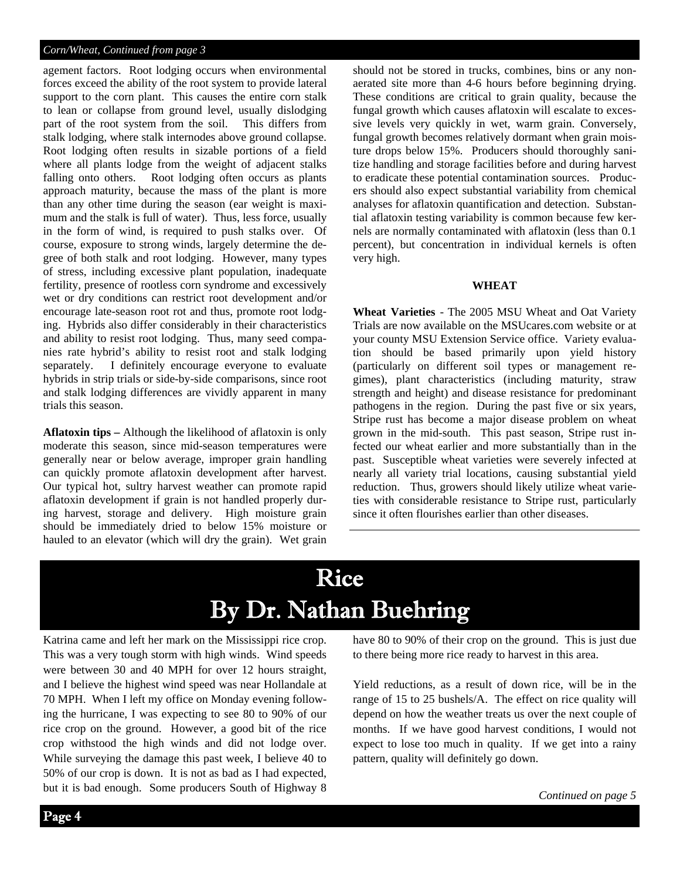*Corn/Wheat, Continued from page 3*

agement factors. Root lodging occurs when environmental forces exceed the ability of the root system to provide lateral support to the corn plant. This causes the entire corn stalk to lean or collapse from ground level, usually dislodging part of the root system from the soil. This differs from stalk lodging, where stalk internodes above ground collapse. Root lodging often results in sizable portions of a field where all plants lodge from the weight of adjacent stalks falling onto others. Root lodging often occurs as plants approach maturity, because the mass of the plant is more than any other time during the season (ear weight is maximum and the stalk is full of water). Thus, less force, usually in the form of wind, is required to push stalks over. Of course, exposure to strong winds, largely determine the degree of both stalk and root lodging. However, many types of stress, including excessive plant population, inadequate fertility, presence of rootless corn syndrome and excessively wet or dry conditions can restrict root development and/or encourage late-season root rot and thus, promote root lodging. Hybrids also differ considerably in their characteristics and ability to resist root lodging. Thus, many seed companies rate hybrid's ability to resist root and stalk lodging separately. I definitely encourage everyone to evaluate hybrids in strip trials or side-by-side comparisons, since root and stalk lodging differences are vividly apparent in many trials this season.

**Aflatoxin tips –** Although the likelihood of aflatoxin is only moderate this season, since mid-season temperatures were generally near or below average, improper grain handling can quickly promote aflatoxin development after harvest. Our typical hot, sultry harvest weather can promote rapid aflatoxin development if grain is not handled properly during harvest, storage and delivery. High moisture grain should be immediately dried to below 15% moisture or hauled to an elevator (which will dry the grain). Wet grain should not be stored in trucks, combines, bins or any non-aerated site more than 4-6 hours before beginning drying. These conditions are critical to grain quality, because the fungal growth which causes aflatoxin will escalate to excessive levels very quickly in wet, warm grain. Conversely, fungal growth becomes relatively dormant when grain moisture drops below 15%. Producers should thoroughly sanitize handling and storage facilities before and during harvest to eradicate these potential contamination sources. Producers should also expect substantial variability from chemical analyses for aflatoxin quantification and detection. Substantial aflatoxin testing variability is common because few kernels are normally contaminated with aflatoxin (less than 0.1 percent), but concentration in individual kernels is often very high.

### WHEAT

**Wheat Varieties** - The 2005 MSU Wheat and Oat Variety Trials are now available on the MSUcares.com website or at your county MSU Extension Service office. Variety evaluation should be based primarily upon yield history (particularly on different soil types or management regimes), plant characteristics (including maturity, straw strength and height) and disease resistance for predominant pathogens in the region. During the past five or six years, Stripe rust has become a major disease problem on wheat grown in the mid-south. This past season, Stripe rust infected our wheat earlier and more substantially than in the past. Susceptible wheat varieties were severely infected at nearly all variety trial locations, causing substantial yield reduction. Thus, growers should likely utilize wheat varieties with considerable resistance to Stripe rust, particularly since it often flourishes earlier than other diseases.

# Rice
## By Dr. Nathan Buehring

Katrina came and left her mark on the Mississippi rice crop. This was a very tough storm with high winds. Wind speeds were between 30 and 40 MPH for over 12 hours straight, and I believe the highest wind speed was near Hollandale at 70 MPH. When I left my office on Monday evening following the hurricane, I was expecting to see 80 to 90% of our rice crop on the ground. However, a good bit of the rice crop withstood the high winds and did not lodge over. While surveying the damage this past week, I believe 40 to 50% of our crop is down. It is not as bad as I had expected, but it is bad enough. Some producers South of Highway 8 have 80 to 90% of their crop on the ground. This is just due to there being more rice ready to harvest in this area.

Yield reductions, as a result of down rice, will be in the range of 15 to 25 bushels/A. The effect on rice quality will depend on how the weather treats us over the next couple of months. If we have good harvest conditions, I would not expect to lose too much in quality. If we get into a rainy pattern, quality will definitely go down.

*Continued on page 5*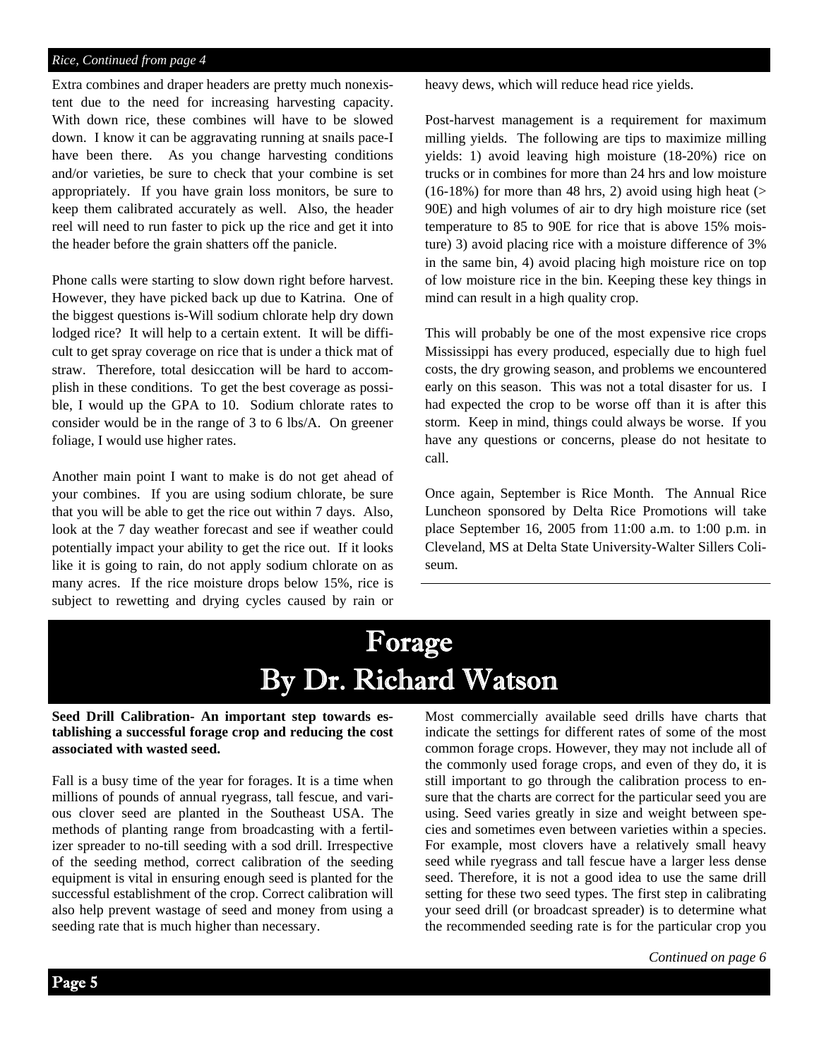*Rice, Continued from page 4*

Extra combines and draper headers are pretty much nonexistent due to the need for increasing harvesting capacity. With down rice, these combines will have to be slowed down. I know it can be aggravating running at snails pace-I have been there. As you change harvesting conditions and/or varieties, be sure to check that your combine is set appropriately. If you have grain loss monitors, be sure to keep them calibrated accurately as well. Also, the header reel will need to run faster to pick up the rice and get it into the header before the grain shatters off the panicle.

Phone calls were starting to slow down right before harvest. However, they have picked back up due to Katrina. One of the biggest questions is-Will sodium chlorate help dry down lodged rice? It will help to a certain extent. It will be difficult to get spray coverage on rice that is under a thick mat of straw. Therefore, total desiccation will be hard to accomplish in these conditions. To get the best coverage as possible, I would up the GPA to 10. Sodium chlorate rates to consider would be in the range of 3 to 6 lbs/A. On greener foliage, I would use higher rates.

Another main point I want to make is do not get ahead of your combines. If you are using sodium chlorate, be sure that you will be able to get the rice out within 7 days. Also, look at the 7 day weather forecast and see if weather could potentially impact your ability to get the rice out. If it looks like it is going to rain, do not apply sodium chlorate on as many acres. If the rice moisture drops below 15%, rice is subject to rewetting and drying cycles caused by rain or heavy dews, which will reduce head rice yields.

Post-harvest management is a requirement for maximum milling yields. The following are tips to maximize milling yields: 1) avoid leaving high moisture (18-20%) rice on trucks or in combines for more than 24 hrs and low moisture (16-18%) for more than 48 hrs, 2) avoid using high heat (> 90E) and high volumes of air to dry high moisture rice (set temperature to 85 to 90E for rice that is above 15% moisture) 3) avoid placing rice with a moisture difference of 3% in the same bin, 4) avoid placing high moisture rice on top of low moisture rice in the bin. Keeping these key things in mind can result in a high quality crop.

This will probably be one of the most expensive rice crops Mississippi has every produced, especially due to high fuel costs, the dry growing season, and problems we encountered early on this season. This was not a total disaster for us. I had expected the crop to be worse off than it is after this storm. Keep in mind, things could always be worse. If you have any questions or concerns, please do not hesitate to call.

Once again, September is Rice Month. The Annual Rice Luncheon sponsored by Delta Rice Promotions will take place September 16, 2005 from 11:00 a.m. to 1:00 p.m. in Cleveland, MS at Delta State University-Walter Sillers Coliseum.

# Forage
# By Dr. Richard Watson

**Seed Drill Calibration- An important step towards establishing a successful forage crop and reducing the cost associated with wasted seed.**

Fall is a busy time of the year for forages. It is a time when millions of pounds of annual ryegrass, tall fescue, and various clover seed are planted in the Southeast USA. The methods of planting range from broadcasting with a fertilizer spreader to no-till seeding with a sod drill. Irrespective of the seeding method, correct calibration of the seeding equipment is vital in ensuring enough seed is planted for the successful establishment of the crop. Correct calibration will also help prevent wastage of seed and money from using a seeding rate that is much higher than necessary.

Most commercially available seed drills have charts that indicate the settings for different rates of some of the most common forage crops. However, they may not include all of the commonly used forage crops, and even of they do, it is still important to go through the calibration process to ensure that the charts are correct for the particular seed you are using. Seed varies greatly in size and weight between species and sometimes even between varieties within a species. For example, most clovers have a relatively small heavy seed while ryegrass and tall fescue have a larger less dense seed. Therefore, it is not a good idea to use the same drill setting for these two seed types. The first step in calibrating your seed drill (or broadcast spreader) is to determine what the recommended seeding rate is for the particular crop you

*Continued on page 6*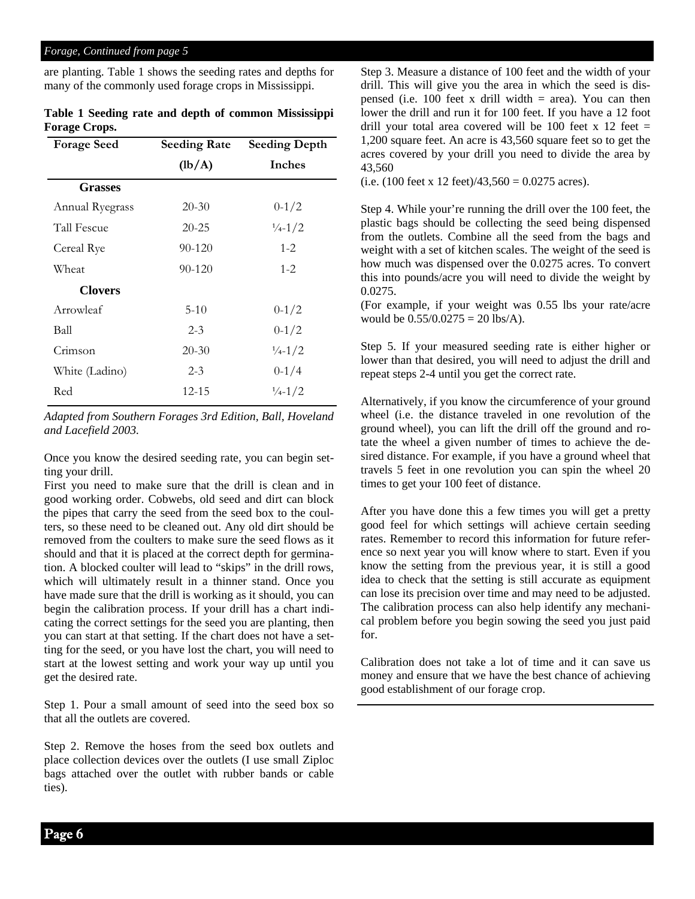*Forage, Continued from page 5*

are planting. Table 1 shows the seeding rates and depths for many of the commonly used forage crops in Mississippi.

**Table 1 Seeding rate and depth of common Mississippi Forage Crops.**

| Forage Seed | Seeding Rate (lb/A) | Seeding Depth Inches |
|---|---|---|
| **Grasses** | | |
| Annual Ryegrass | 20-30 | 0-1/2 |
| Tall Fescue | 20-25 | ¼-1/2 |
| Cereal Rye | 90-120 | 1-2 |
| Wheat | 90-120 | 1-2 |
| **Clovers** | | |
| Arrowleaf | 5-10 | 0-1/2 |
| Ball | 2-3 | 0-1/2 |
| Crimson | 20-30 | ¼-1/2 |
| White (Ladino) | 2-3 | 0-1/4 |
| Red | 12-15 | ¼-1/2 |

*Adapted from Southern Forages 3rd Edition, Ball, Hoveland and Lacefield 2003.*

Once you know the desired seeding rate, you can begin setting your drill.

First you need to make sure that the drill is clean and in good working order. Cobwebs, old seed and dirt can block the pipes that carry the seed from the seed box to the coulters, so these need to be cleaned out. Any old dirt should be removed from the coulters to make sure the seed flows as it should and that it is placed at the correct depth for germination. A blocked coulter will lead to "skips" in the drill rows, which will ultimately result in a thinner stand. Once you have made sure that the drill is working as it should, you can begin the calibration process. If your drill has a chart indicating the correct settings for the seed you are planting, then you can start at that setting. If the chart does not have a setting for the seed, or you have lost the chart, you will need to start at the lowest setting and work your way up until you get the desired rate.

Step 1. Pour a small amount of seed into the seed box so that all the outlets are covered.

Step 2. Remove the hoses from the seed box outlets and place collection devices over the outlets (I use small Ziploc bags attached over the outlet with rubber bands or cable ties).

Step 3. Measure a distance of 100 feet and the width of your drill. This will give you the area in which the seed is dispensed (i.e. 100 feet x drill width = area). You can then lower the drill and run it for 100 feet. If you have a 12 foot drill your total area covered will be 100 feet x 12 feet = 1,200 square feet. An acre is 43,560 square feet so to get the acres covered by your drill you need to divide the area by 43,560

(i.e. (100 feet x 12 feet)/43,560 = 0.0275 acres).

Step 4. While your're running the drill over the 100 feet, the plastic bags should be collecting the seed being dispensed from the outlets. Combine all the seed from the bags and weight with a set of kitchen scales. The weight of the seed is how much was dispensed over the 0.0275 acres. To convert this into pounds/acre you will need to divide the weight by 0.0275.

(For example, if your weight was 0.55 lbs your rate/acre would be 0.55/0.0275 = 20 lbs/A).

Step 5. If your measured seeding rate is either higher or lower than that desired, you will need to adjust the drill and repeat steps 2-4 until you get the correct rate.

Alternatively, if you know the circumference of your ground wheel (i.e. the distance traveled in one revolution of the ground wheel), you can lift the drill off the ground and rotate the wheel a given number of times to achieve the desired distance. For example, if you have a ground wheel that travels 5 feet in one revolution you can spin the wheel 20 times to get your 100 feet of distance.

After you have done this a few times you will get a pretty good feel for which settings will achieve certain seeding rates. Remember to record this information for future reference so next year you will know where to start. Even if you know the setting from the previous year, it is still a good idea to check that the setting is still accurate as equipment can lose its precision over time and may need to be adjusted. The calibration process can also help identify any mechanical problem before you begin sowing the seed you just paid for.

Calibration does not take a lot of time and it can save us money and ensure that we have the best chance of achieving good establishment of our forage crop.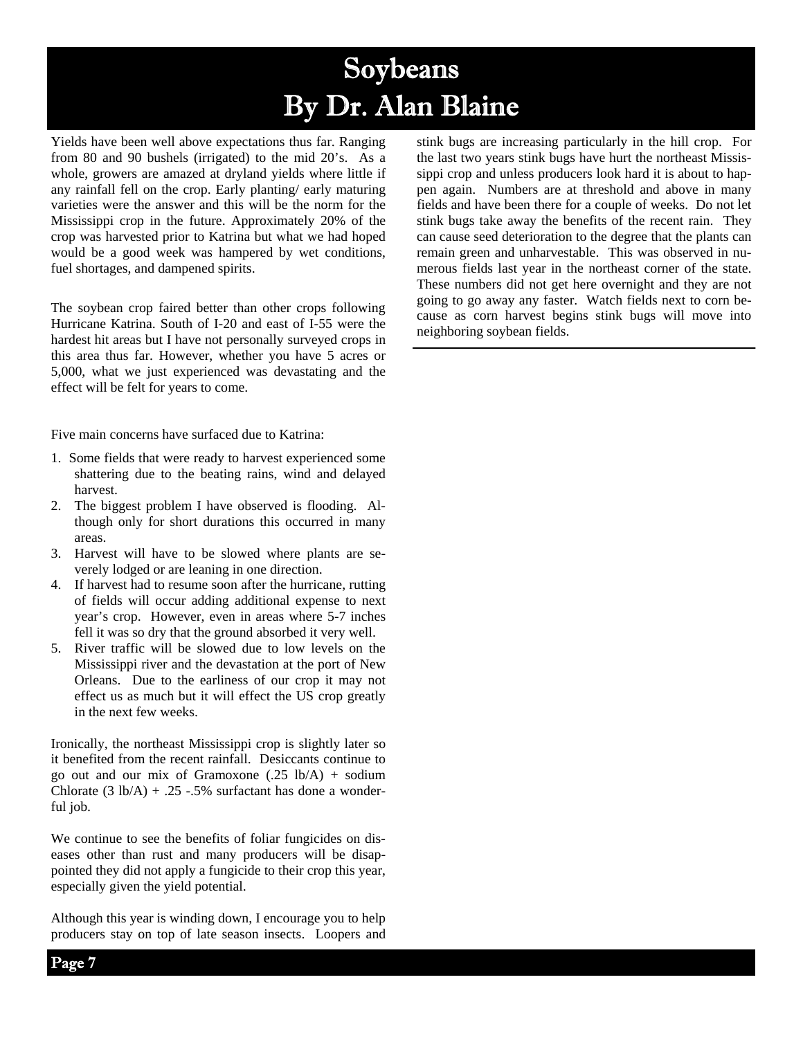# Soybeans
# By Dr. Alan Blaine

Yields have been well above expectations thus far. Ranging from 80 and 90 bushels (irrigated) to the mid 20's. As a whole, growers are amazed at dryland yields where little if any rainfall fell on the crop. Early planting/ early maturing varieties were the answer and this will be the norm for the Mississippi crop in the future. Approximately 20% of the crop was harvested prior to Katrina but what we had hoped would be a good week was hampered by wet conditions, fuel shortages, and dampened spirits.

The soybean crop faired better than other crops following Hurricane Katrina. South of I-20 and east of I-55 were the hardest hit areas but I have not personally surveyed crops in this area thus far. However, whether you have 5 acres or 5,000, what we just experienced was devastating and the effect will be felt for years to come.

Five main concerns have surfaced due to Katrina:

1. Some fields that were ready to harvest experienced some shattering due to the beating rains, wind and delayed harvest.
2. The biggest problem I have observed is flooding. Although only for short durations this occurred in many areas.
3. Harvest will have to be slowed where plants are severely lodged or are leaning in one direction.
4. If harvest had to resume soon after the hurricane, rutting of fields will occur adding additional expense to next year's crop. However, even in areas where 5-7 inches fell it was so dry that the ground absorbed it very well.
5. River traffic will be slowed due to low levels on the Mississippi river and the devastation at the port of New Orleans. Due to the earliness of our crop it may not effect us as much but it will effect the US crop greatly in the next few weeks.

Ironically, the northeast Mississippi crop is slightly later so it benefited from the recent rainfall. Desiccants continue to go out and our mix of Gramoxone (.25 lb/A) + sodium Chlorate (3 lb/A) + .25 -.5% surfactant has done a wonderful job.

We continue to see the benefits of foliar fungicides on diseases other than rust and many producers will be disappointed they did not apply a fungicide to their crop this year, especially given the yield potential.

Although this year is winding down, I encourage you to help producers stay on top of late season insects. Loopers and stink bugs are increasing particularly in the hill crop. For the last two years stink bugs have hurt the northeast Mississippi crop and unless producers look hard it is about to happen again. Numbers are at threshold and above in many fields and have been there for a couple of weeks. Do not let stink bugs take away the benefits of the recent rain. They can cause seed deterioration to the degree that the plants can remain green and unharvestable. This was observed in numerous fields last year in the northeast corner of the state. These numbers did not get here overnight and they are not going to go away any faster. Watch fields next to corn because as corn harvest begins stink bugs will move into neighboring soybean fields.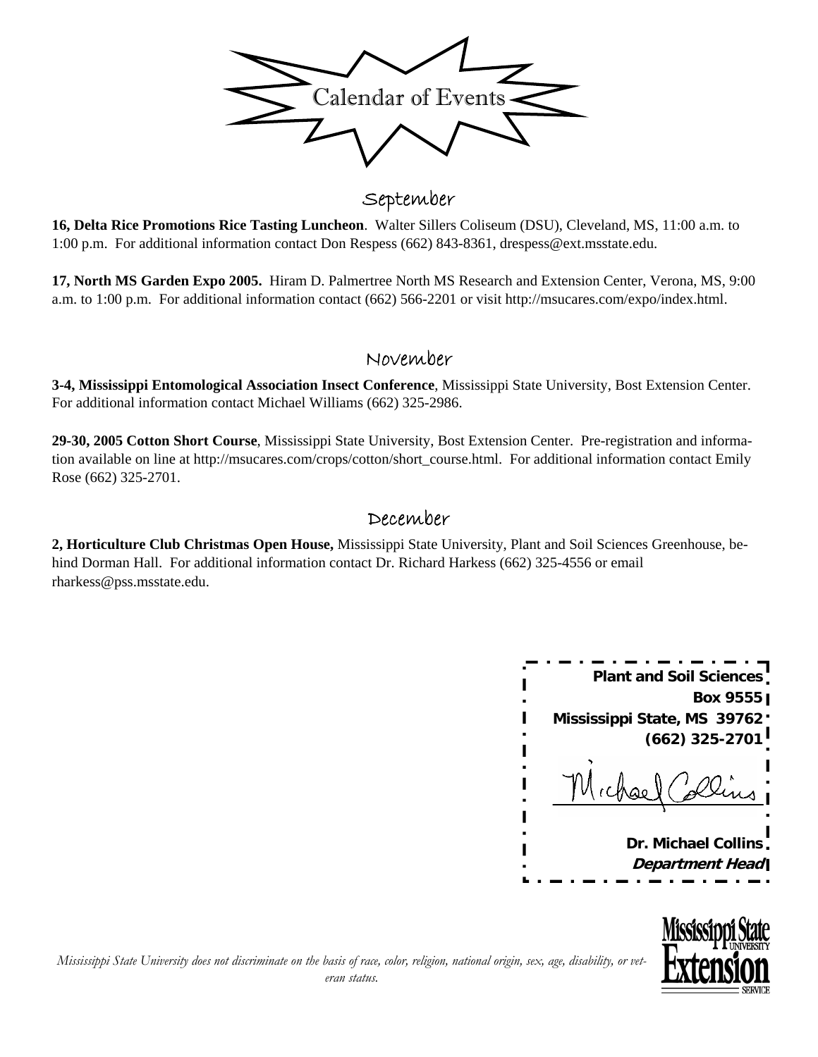# Calendar of Events

## September

**16, Delta Rice Promotions Rice Tasting Luncheon**. Walter Sillers Coliseum (DSU), Cleveland, MS, 11:00 a.m. to 1:00 p.m. For additional information contact Don Respess (662) 843-8361, drespess@ext.msstate.edu.

**17, North MS Garden Expo 2005.** Hiram D. Palmertree North MS Research and Extension Center, Verona, MS, 9:00 a.m. to 1:00 p.m. For additional information contact (662) 566-2201 or visit http://msucares.com/expo/index.html.

## November

**3-4, Mississippi Entomological Association Insect Conference**, Mississippi State University, Bost Extension Center. For additional information contact Michael Williams (662) 325-2986.

**29-30, 2005 Cotton Short Course**, Mississippi State University, Bost Extension Center. Pre-registration and information available on line at http://msucares.com/crops/cotton/short_course.html. For additional information contact Emily Rose (662) 325-2701.

## December

**2, Horticulture Club Christmas Open House,** Mississippi State University, Plant and Soil Sciences Greenhouse, behind Dorman Hall. For additional information contact Dr. Richard Harkess (662) 325-4556 or email rharkess@pss.msstate.edu.

**Plant and Soil Sciences**
**Box 9555**
**Mississippi State, MS 39762**
**(662) 325-2701**

Michael Collins

**Dr. Michael Collins**
***Department Head***

*Mississippi State University does not discriminate on the basis of race, color, religion, national origin, sex, age, disability, or veteran status.*

Mississippi State University Extension Service